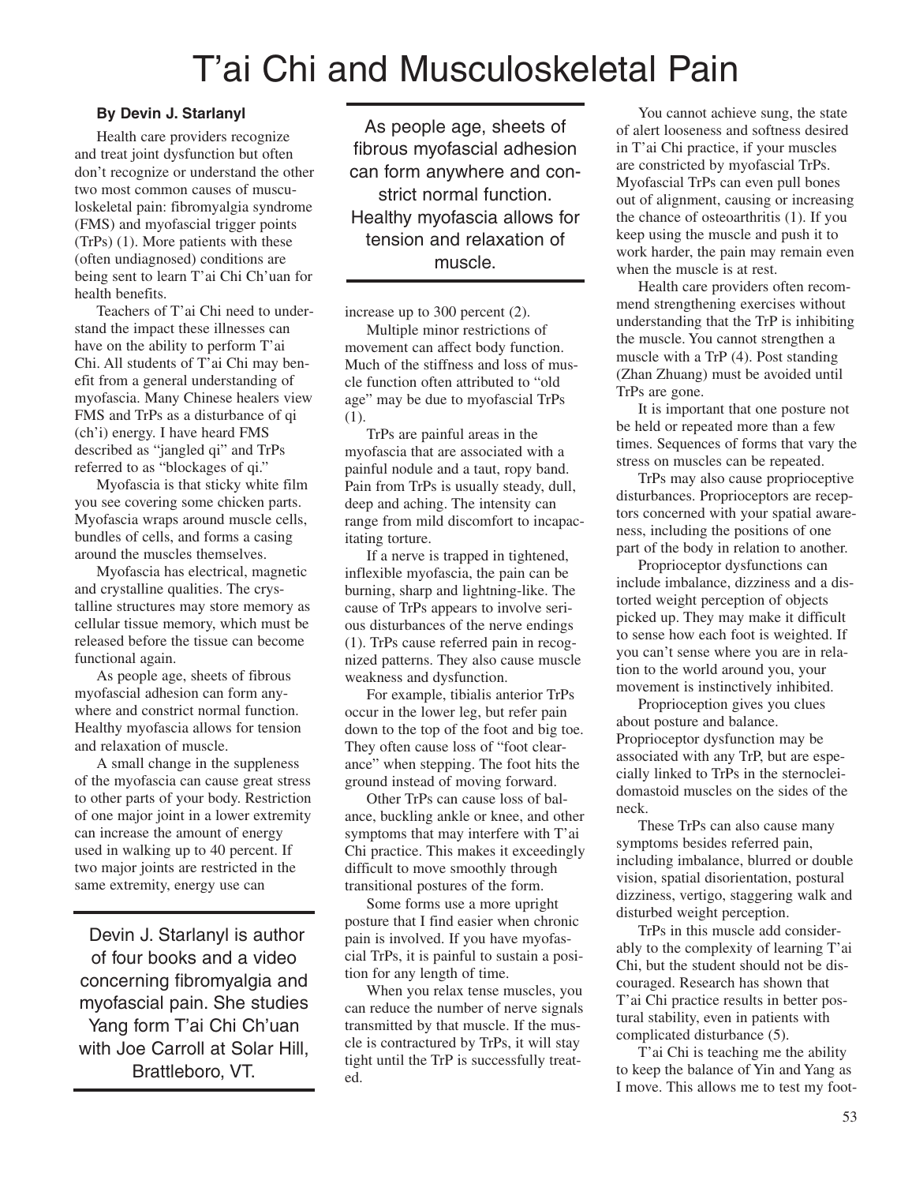# T'ai Chi and Musculoskeletal Pain

**By Devin J. Starlanyl**

Health care providers recognize and treat joint dysfunction but often don't recognize or understand the other two most common causes of musculoskeletal pain: fibromyalgia syndrome (FMS) and myofascial trigger points (TrPs) (1). More patients with these (often undiagnosed) conditions are being sent to learn T'ai Chi Ch'uan for health benefits.

Teachers of T'ai Chi need to understand the impact these illnesses can have on the ability to perform T'ai Chi. All students of T'ai Chi may benefit from a general understanding of myofascia. Many Chinese healers view FMS and TrPs as a disturbance of qi (ch'i) energy. I have heard FMS described as "jangled qi" and TrPs referred to as "blockages of qi."

Myofascia is that sticky white film you see covering some chicken parts. Myofascia wraps around muscle cells, bundles of cells, and forms a casing around the muscles themselves.

Myofascia has electrical, magnetic and crystalline qualities. The crystalline structures may store memory as cellular tissue memory, which must be released before the tissue can become functional again.

As people age, sheets of fibrous myofascial adhesion can form anywhere and constrict normal function. Healthy myofascia allows for tension and relaxation of muscle.

A small change in the suppleness of the myofascia can cause great stress to other parts of your body. Restriction of one major joint in a lower extremity can increase the amount of energy used in walking up to 40 percent. If two major joints are restricted in the same extremity, energy use can increase up to 300 percent (2).

> As people age, sheets of fibrous myofascial adhesion can form anywhere and constrict normal function. Healthy myofascia allows for tension and relaxation of muscle.

Multiple minor restrictions of movement can affect body function. Much of the stiffness and loss of muscle function often attributed to "old age" may be due to myofascial TrPs (1).

TrPs are painful areas in the myofascia that are associated with a painful nodule and a taut, ropy band. Pain from TrPs is usually steady, dull, deep and aching. The intensity can range from mild discomfort to incapacitating torture.

If a nerve is trapped in tightened, inflexible myofascia, the pain can be burning, sharp and lightning-like. The cause of TrPs appears to involve serious disturbances of the nerve endings (1). TrPs cause referred pain in recognized patterns. They also cause muscle weakness and dysfunction.

For example, tibialis anterior TrPs occur in the lower leg, but refer pain down to the top of the foot and big toe. They often cause loss of "foot clearance" when stepping. The foot hits the ground instead of moving forward.

Other TrPs can cause loss of balance, buckling ankle or knee, and other symptoms that may interfere with T'ai Chi practice. This makes it exceedingly difficult to move smoothly through transitional postures of the form.

Some forms use a more upright posture that I find easier when chronic pain is involved. If you have myofascial TrPs, it is painful to sustain a position for any length of time.

When you relax tense muscles, you can reduce the number of nerve signals transmitted by that muscle. If the muscle is contractured by TrPs, it will stay tight until the TrP is successfully treated.

You cannot achieve sung, the state of alert looseness and softness desired in T'ai Chi practice, if your muscles are constricted by myofascial TrPs. Myofascial TrPs can even pull bones out of alignment, causing or increasing the chance of osteoarthritis (1). If you keep using the muscle and push it to work harder, the pain may remain even when the muscle is at rest.

Health care providers often recommend strengthening exercises without understanding that the TrP is inhibiting the muscle. You cannot strengthen a muscle with a TrP (4). Post standing (Zhan Zhuang) must be avoided until TrPs are gone.

It is important that one posture not be held or repeated more than a few times. Sequences of forms that vary the stress on muscles can be repeated.

TrPs may also cause proprioceptive disturbances. Proprioceptors are receptors concerned with your spatial awareness, including the positions of one part of the body in relation to another.

Proprioceptor dysfunctions can include imbalance, dizziness and a distorted weight perception of objects picked up. They may make it difficult to sense how each foot is weighted. If you can't sense where you are in relation to the world around you, your movement is instinctively inhibited.

Proprioception gives you clues about posture and balance. Proprioceptor dysfunction may be associated with any TrP, but are especially linked to TrPs in the sternocleidomastoid muscles on the sides of the neck.

These TrPs can also cause many symptoms besides referred pain, including imbalance, blurred or double vision, spatial disorientation, postural dizziness, vertigo, staggering walk and disturbed weight perception.

TrPs in this muscle add considerably to the complexity of learning T'ai Chi, but the student should not be discouraged. Research has shown that T'ai Chi practice results in better postural stability, even in patients with complicated disturbance (5).

T'ai Chi is teaching me the ability to keep the balance of Yin and Yang as I move. This allows me to test my foot-

---

Devin J. Starlanyl is author of four books and a video concerning fibromyalgia and myofascial pain. She studies Yang form T'ai Chi Ch'uan with Joe Carroll at Solar Hill, Brattleboro, VT.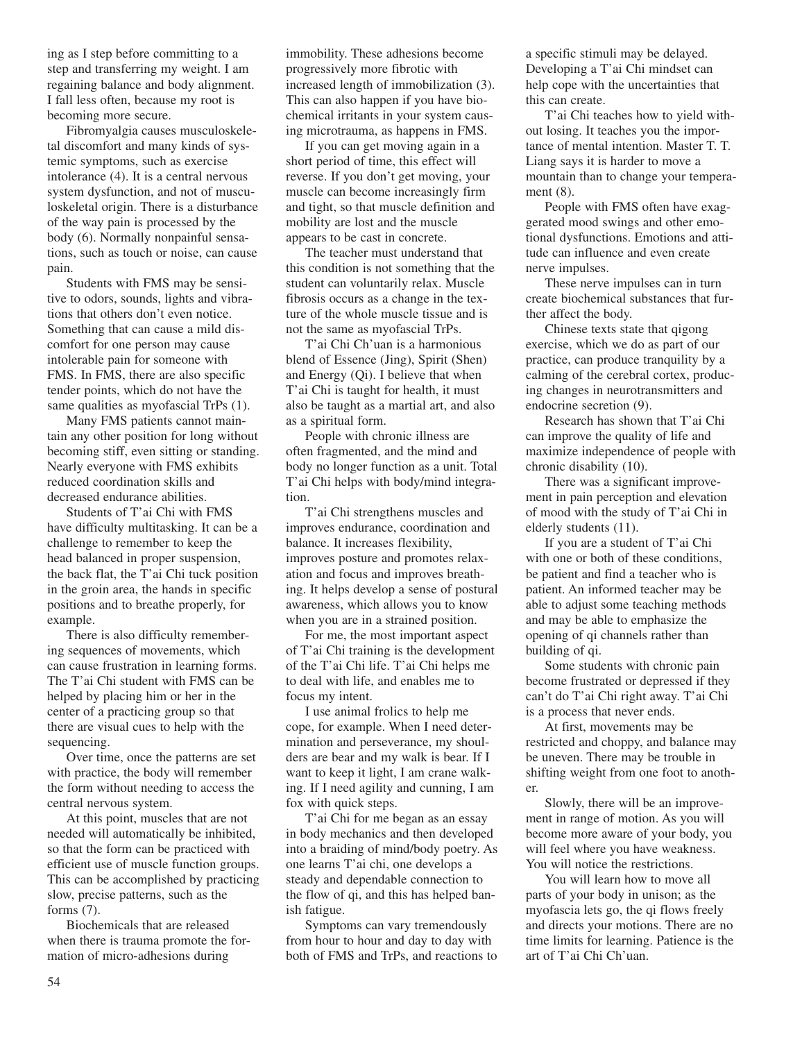ing as I step before committing to a step and transferring my weight. I am regaining balance and body alignment. I fall less often, because my root is becoming more secure.

Fibromyalgia causes musculoskeletal discomfort and many kinds of systemic symptoms, such as exercise intolerance (4). It is a central nervous system dysfunction, and not of musculoskeletal origin. There is a disturbance of the way pain is processed by the body (6). Normally nonpainful sensations, such as touch or noise, can cause pain.

Students with FMS may be sensitive to odors, sounds, lights and vibrations that others don't even notice. Something that can cause a mild discomfort for one person may cause intolerable pain for someone with FMS. In FMS, there are also specific tender points, which do not have the same qualities as myofascial TrPs (1).

Many FMS patients cannot maintain any other position for long without becoming stiff, even sitting or standing. Nearly everyone with FMS exhibits reduced coordination skills and decreased endurance abilities.

Students of T'ai Chi with FMS have difficulty multitasking. It can be a challenge to remember to keep the head balanced in proper suspension, the back flat, the T'ai Chi tuck position in the groin area, the hands in specific positions and to breathe properly, for example.

There is also difficulty remembering sequences of movements, which can cause frustration in learning forms. The T'ai Chi student with FMS can be helped by placing him or her in the center of a practicing group so that there are visual cues to help with the sequencing.

Over time, once the patterns are set with practice, the body will remember the form without needing to access the central nervous system.

At this point, muscles that are not needed will automatically be inhibited, so that the form can be practiced with efficient use of muscle function groups. This can be accomplished by practicing slow, precise patterns, such as the forms (7).

Biochemicals that are released when there is trauma promote the formation of micro-adhesions during immobility. These adhesions become progressively more fibrotic with increased length of immobilization (3). This can also happen if you have biochemical irritants in your system causing microtrauma, as happens in FMS.

If you can get moving again in a short period of time, this effect will reverse. If you don't get moving, your muscle can become increasingly firm and tight, so that muscle definition and mobility are lost and the muscle appears to be cast in concrete.

The teacher must understand that this condition is not something that the student can voluntarily relax. Muscle fibrosis occurs as a change in the texture of the whole muscle tissue and is not the same as myofascial TrPs.

T'ai Chi Ch'uan is a harmonious blend of Essence (Jing), Spirit (Shen) and Energy (Qi). I believe that when T'ai Chi is taught for health, it must also be taught as a martial art, and also as a spiritual form.

People with chronic illness are often fragmented, and the mind and body no longer function as a unit. Total T'ai Chi helps with body/mind integration.

T'ai Chi strengthens muscles and improves endurance, coordination and balance. It increases flexibility, improves posture and promotes relaxation and focus and improves breathing. It helps develop a sense of postural awareness, which allows you to know when you are in a strained position.

For me, the most important aspect of T'ai Chi training is the development of the T'ai Chi life. T'ai Chi helps me to deal with life, and enables me to focus my intent.

I use animal frolics to help me cope, for example. When I need determination and perseverance, my shoulders are bear and my walk is bear. If I want to keep it light, I am crane walking. If I need agility and cunning, I am fox with quick steps.

T'ai Chi for me began as an essay in body mechanics and then developed into a braiding of mind/body poetry. As one learns T'ai chi, one develops a steady and dependable connection to the flow of qi, and this has helped banish fatigue.

Symptoms can vary tremendously from hour to hour and day to day with both of FMS and TrPs, and reactions to a specific stimuli may be delayed. Developing a T'ai Chi mindset can help cope with the uncertainties that this can create.

T'ai Chi teaches how to yield without losing. It teaches you the importance of mental intention. Master T. T. Liang says it is harder to move a mountain than to change your temperament (8).

People with FMS often have exaggerated mood swings and other emotional dysfunctions. Emotions and attitude can influence and even create nerve impulses.

These nerve impulses can in turn create biochemical substances that further affect the body.

Chinese texts state that qigong exercise, which we do as part of our practice, can produce tranquility by a calming of the cerebral cortex, producing changes in neurotransmitters and endocrine secretion (9).

Research has shown that T'ai Chi can improve the quality of life and maximize independence of people with chronic disability (10).

There was a significant improvement in pain perception and elevation of mood with the study of T'ai Chi in elderly students (11).

If you are a student of T'ai Chi with one or both of these conditions, be patient and find a teacher who is patient. An informed teacher may be able to adjust some teaching methods and may be able to emphasize the opening of qi channels rather than building of qi.

Some students with chronic pain become frustrated or depressed if they can't do T'ai Chi right away. T'ai Chi is a process that never ends.

At first, movements may be restricted and choppy, and balance may be uneven. There may be trouble in shifting weight from one foot to another.

Slowly, there will be an improvement in range of motion. As you will become more aware of your body, you will feel where you have weakness. You will notice the restrictions.

You will learn how to move all parts of your body in unison; as the myofascia lets go, the qi flows freely and directs your motions. There are no time limits for learning. Patience is the art of T'ai Chi Ch'uan.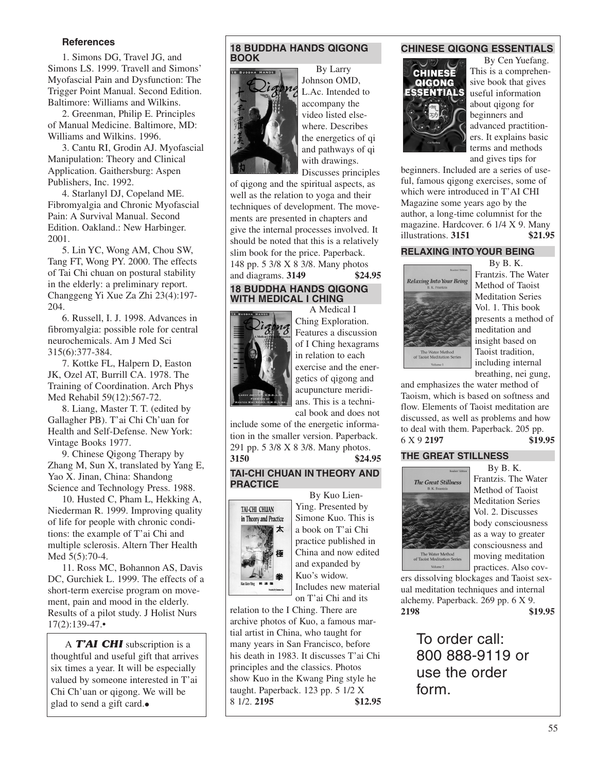### References

1. Simons DG, Travel JG, and Simons LS. 1999. Travell and Simons' Myofascial Pain and Dysfunction: The Trigger Point Manual. Second Edition. Baltimore: Williams and Wilkins.

2. Greenman, Philip E. Principles of Manual Medicine. Baltimore, MD: Williams and Wilkins. 1996.

3. Cantu RI, Grodin AJ. Myofascial Manipulation: Theory and Clinical Application. Gaithersburg: Aspen Publishers, Inc. 1992.

4. Starlanyl DJ, Copeland ME. Fibromyalgia and Chronic Myofascial Pain: A Survival Manual. Second Edition. Oakland.: New Harbinger. 2001.

5. Lin YC, Wong AM, Chou SW, Tang FT, Wong PY. 2000. The effects of Tai Chi chuan on postural stability in the elderly: a preliminary report. Changgeng Yi Xue Za Zhi 23(4):197-204.

6. Russell, I. J. 1998. Advances in fibromyalgia: possible role for central neurochemicals. Am J Med Sci 315(6):377-384.

7. Kottke FL, Halpern D, Easton JK, Ozel AT, Burrill CA. 1978. The Training of Coordination. Arch Phys Med Rehabil 59(12):567-72.

8. Liang, Master T. T. (edited by Gallagher PB). T'ai Chi Ch'uan for Health and Self-Defense. New York: Vintage Books 1977.

9. Chinese Qigong Therapy by Zhang M, Sun X, translated by Yang E, Yao X. Jinan, China: Shandong Science and Technology Press. 1988.

10. Husted C, Pham L, Hekking A, Niederman R. 1999. Improving quality of life for people with chronic conditions: the example of T'ai Chi and multiple sclerosis. Altern Ther Health Med 5(5):70-4.

11. Ross MC, Bohannon AS, Davis DC, Gurchiek L. 1999. The effects of a short-term exercise program on movement, pain and mood in the elderly. Results of a pilot study. J Holist Nurs 17(2):139-47.•

A ***T'AI CHI*** subscription is a thoughtful and useful gift that arrives six times a year. It will be especially valued by someone interested in T'ai Chi Ch'uan or qigong. We will be glad to send a gift card.●

### 18 BUDDHA HANDS QIGONG BOOK

By Larry Johnson OMD, L.Ac. Intended to accompany the video listed elsewhere. Describes the energetics of qi and pathways of qi with drawings. Discusses principles of qigong and the spiritual aspects, as well as the relation to yoga and their techniques of development. The movements are presented in chapters and give the internal processes involved. It should be noted that this is a relatively slim book for the price. Paperback. 148 pp. 5 3/8 X 8 3/8. Many photos and diagrams. **3149** **$24.95**

### 18 BUDDHA HANDS QIGONG WITH MEDICAL I CHING

A Medical I Ching Exploration. Features a discussion of I Ching hexagrams in relation to each exercise and the energetics of qigong and acupuncture meridians. This is a technical book and does not include some of the energetic information in the smaller version. Paperback. 291 pp. 5 3/8 X 8 3/8. Many photos. **3150** **$24.95**

### TAI-CHI CHUAN IN THEORY AND PRACTICE

By Kuo Lien-Ying. Presented by Simone Kuo. This is a book on T'ai Chi practice published in China and now edited and expanded by Kuo's widow. Includes new material on T'ai Chi and its relation to the I Ching. There are archive photos of Kuo, a famous martial artist in China, who taught for many years in San Francisco, before his death in 1983. It discusses T'ai Chi principles and the classics. Photos show Kuo in the Kwang Ping style he taught. Paperback. 123 pp. 5 1/2 X 8 1/2. **2195** **$12.95**

### CHINESE QIGONG ESSENTIALS

By Cen Yuefang. This is a comprehensive book that gives useful information about qigong for beginners and advanced practitioners. It explains basic terms and methods and gives tips for beginners. Included are a series of useful, famous qigong exercises, some of which were introduced in T'AI CHI Magazine some years ago by the author, a long-time columnist for the magazine. Hardcover. 6 1/4 X 9. Many illustrations. **3151** **$21.95**

### RELAXING INTO YOUR BEING

By B. K. Frantzis. The Water Method of Taoist Meditation Series Vol. 1. This book presents a method of meditation and insight based on Taoist tradition, including internal breathing, nei gung, and emphasizes the water method of Taoism, which is based on softness and flow. Elements of Taoist meditation are discussed, as well as problems and how to deal with them. Paperback. 205 pp. 6 X 9 **2197** **$19.95**

### THE GREAT STILLNESS

By B. K. Frantzis. The Water Method of Taoist Meditation Series Vol. 2. Discusses body consciousness as a way to greater consciousness and moving meditation practices. Also covers dissolving blockages and Taoist sexual meditation techniques and internal alchemy. Paperback. 269 pp. 6 X 9. **2198** **$19.95**

To order call: 800 888-9119 or use the order form.